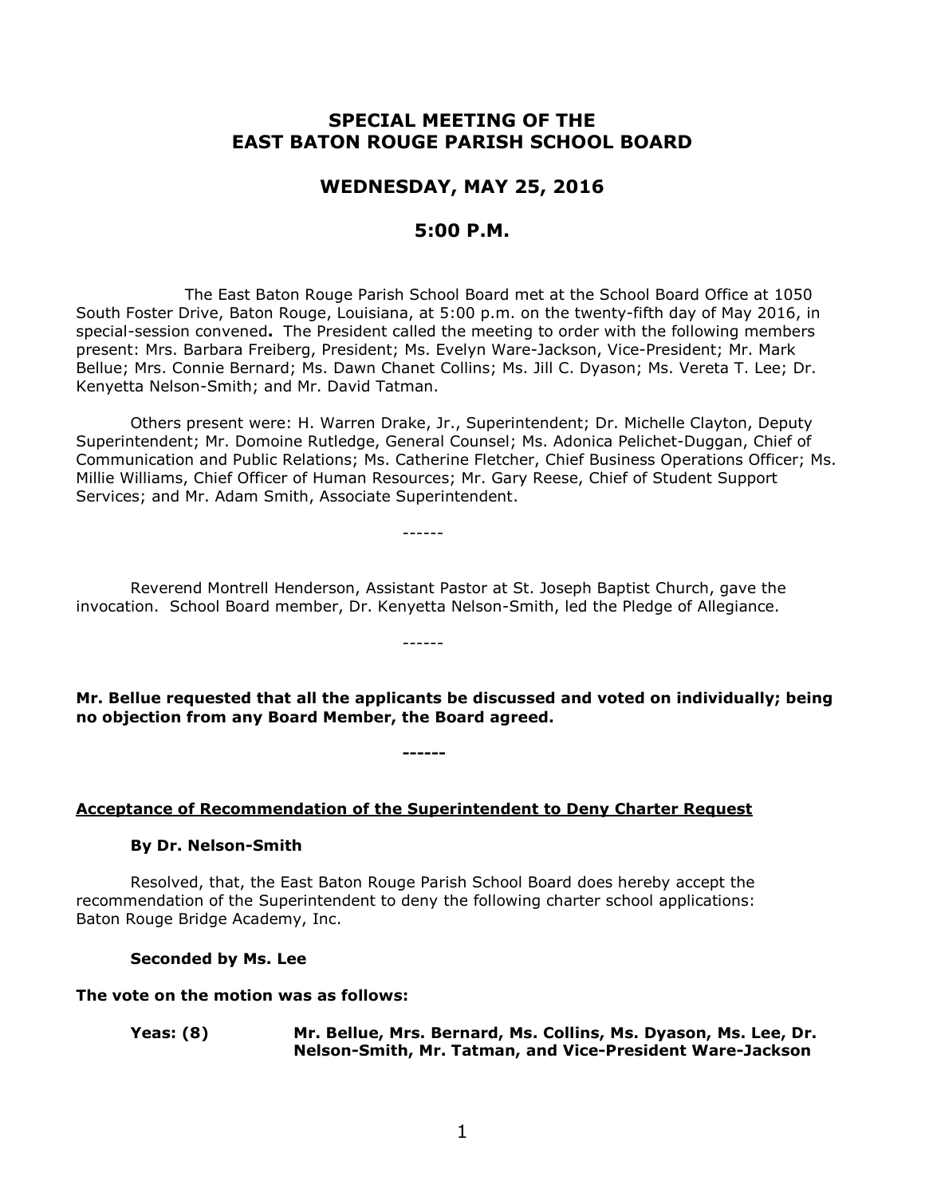# SPECIAL MEETING OF THE EAST BATON ROUGE PARISH SCHOOL BOARD

## WEDNESDAY, MAY 25, 2016

## 5:00 P.M.

The East Baton Rouge Parish School Board met at the School Board Office at 1050 South Foster Drive, Baton Rouge, Louisiana, at 5:00 p.m. on the twenty-fifth day of May 2016, in special-session convened**.** The President called the meeting to order with the following members present: Mrs. Barbara Freiberg, President; Ms. Evelyn Ware-Jackson, Vice-President; Mr. Mark Bellue; Mrs. Connie Bernard; Ms. Dawn Chanet Collins; Ms. Jill C. Dyason; Ms. Vereta T. Lee; Dr. Kenyetta Nelson-Smith; and Mr. David Tatman.

Others present were: H. Warren Drake, Jr., Superintendent; Dr. Michelle Clayton, Deputy Superintendent; Mr. Domoine Rutledge, General Counsel; Ms. Adonica Pelichet-Duggan, Chief of Communication and Public Relations; Ms. Catherine Fletcher, Chief Business Operations Officer; Ms. Millie Williams, Chief Officer of Human Resources; Mr. Gary Reese, Chief of Student Support Services; and Mr. Adam Smith, Associate Superintendent.

------

Reverend Montrell Henderson, Assistant Pastor at St. Joseph Baptist Church, gave the invocation. School Board member, Dr. Kenyetta Nelson-Smith, led the Pledge of Allegiance.

------

**Mr. Bellue requested that all the applicants be discussed and voted on individually; being no objection from any Board Member, the Board agreed.**

**------**

**<u>Acceptance of Recommendation of the Superintendent to Deny Charter Request</u>**

**By Dr. Nelson-Smith**

Resolved, that, the East Baton Rouge Parish School Board does hereby accept the recommendation of the Superintendent to deny the following charter school applications: Baton Rouge Bridge Academy, Inc.

**Seconded by Ms. Lee**

**The vote on the motion was as follows:**

**Yeas: (8)** **Mr. Bellue, Mrs. Bernard, Ms. Collins, Ms. Dyason, Ms. Lee, Dr. Nelson-Smith, Mr. Tatman, and Vice-President Ware-Jackson**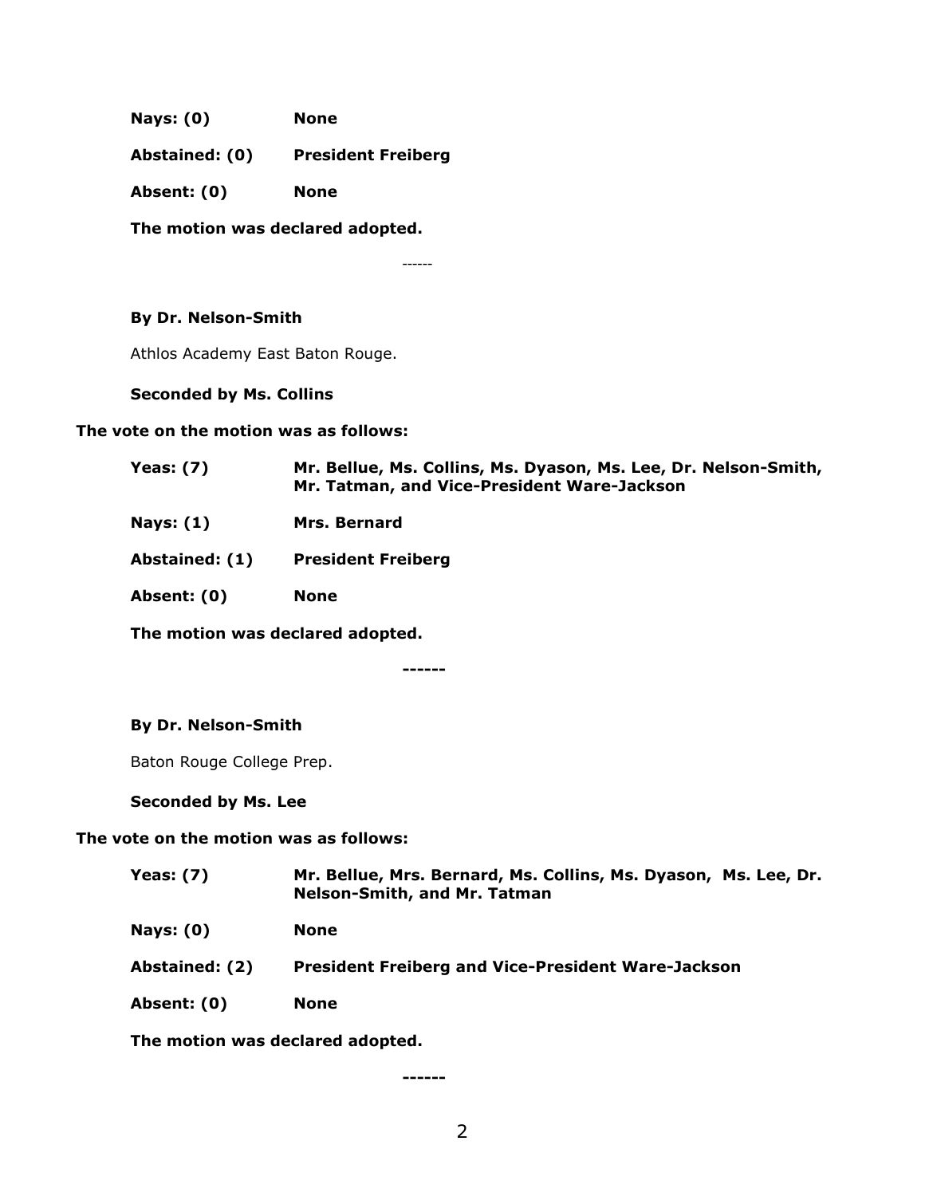**Nays: (0)** **None**

**Abstained: (0)** **President Freiberg**

**Absent: (0)** **None**

**The motion was declared adopted.**

------

**By Dr. Nelson-Smith**

Athlos Academy East Baton Rouge.

**Seconded by Ms. Collins**

**The vote on the motion was as follows:**

**Yeas: (7)** **Mr. Bellue, Ms. Collins, Ms. Dyason, Ms. Lee, Dr. Nelson-Smith, Mr. Tatman, and Vice-President Ware-Jackson**

**Nays: (1)** **Mrs. Bernard**

**Abstained: (1)** **President Freiberg**

**Absent: (0)** **None**

**The motion was declared adopted.**

**------**

**By Dr. Nelson-Smith**

Baton Rouge College Prep.

**Seconded by Ms. Lee**

**The vote on the motion was as follows:**

**Yeas: (7)** **Mr. Bellue, Mrs. Bernard, Ms. Collins, Ms. Dyason, Ms. Lee, Dr. Nelson-Smith, and Mr. Tatman**

**Nays: (0)** **None**

**Abstained: (2)** **President Freiberg and Vice-President Ware-Jackson**

**Absent: (0)** **None**

**The motion was declared adopted.**

**------**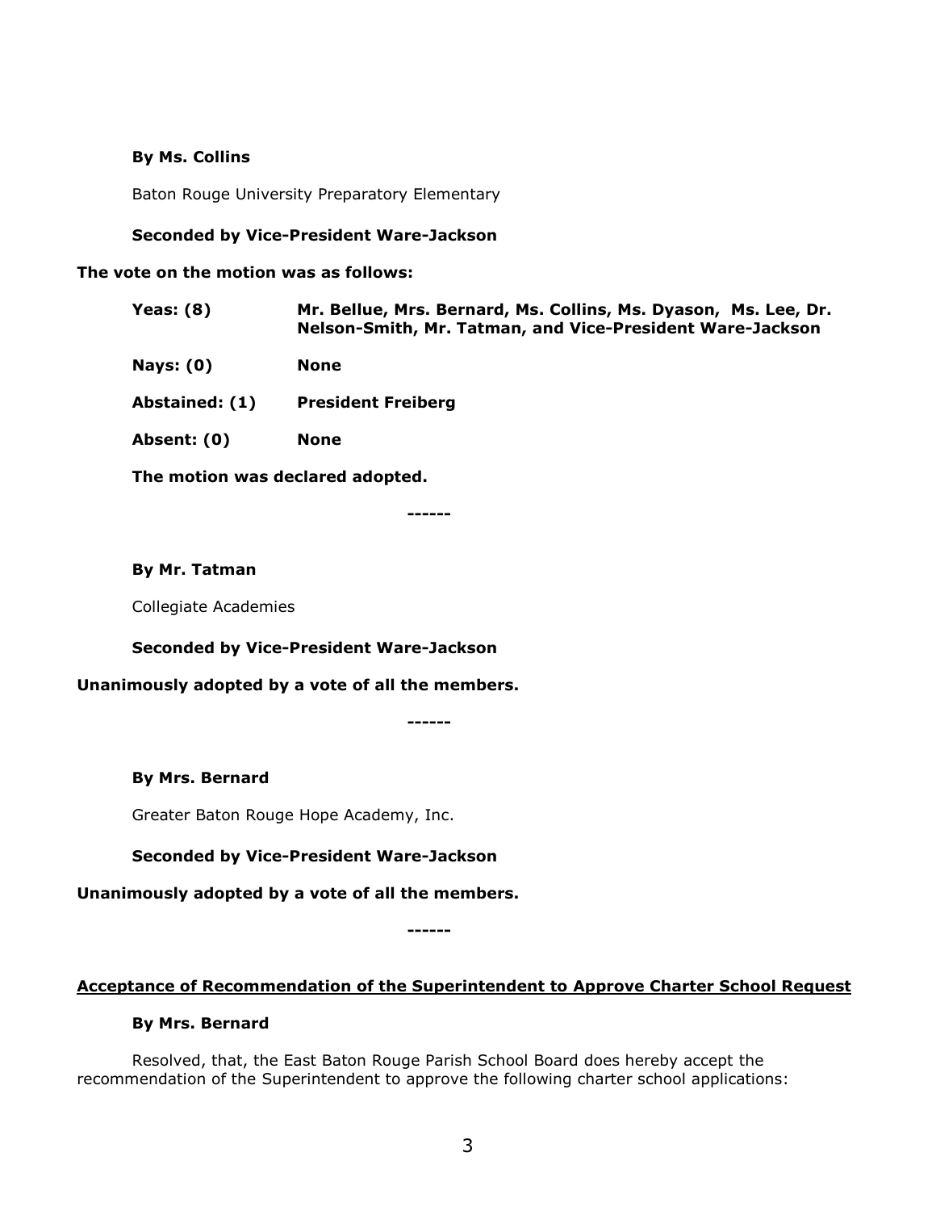**By Ms. Collins**

Baton Rouge University Preparatory Elementary

**Seconded by Vice-President Ware-Jackson**

**The vote on the motion was as follows:**

| | |
|---|---|
| **Yeas: (8)** | **Mr. Bellue, Mrs. Bernard, Ms. Collins, Ms. Dyason, Ms. Lee, Dr. Nelson-Smith, Mr. Tatman, and Vice-President Ware-Jackson** |
| **Nays: (0)** | **None** |
| **Abstained: (1)** | **President Freiberg** |
| **Absent: (0)** | **None** |

**The motion was declared adopted.**

------

**By Mr. Tatman**

Collegiate Academies

**Seconded by Vice-President Ware-Jackson**

**Unanimously adopted by a vote of all the members.**

------

**By Mrs. Bernard**

Greater Baton Rouge Hope Academy, Inc.

**Seconded by Vice-President Ware-Jackson**

**Unanimously adopted by a vote of all the members.**

------

**<u>Acceptance of Recommendation of the Superintendent to Approve Charter School Request</u>**

**By Mrs. Bernard**

Resolved, that, the East Baton Rouge Parish School Board does hereby accept the recommendation of the Superintendent to approve the following charter school applications: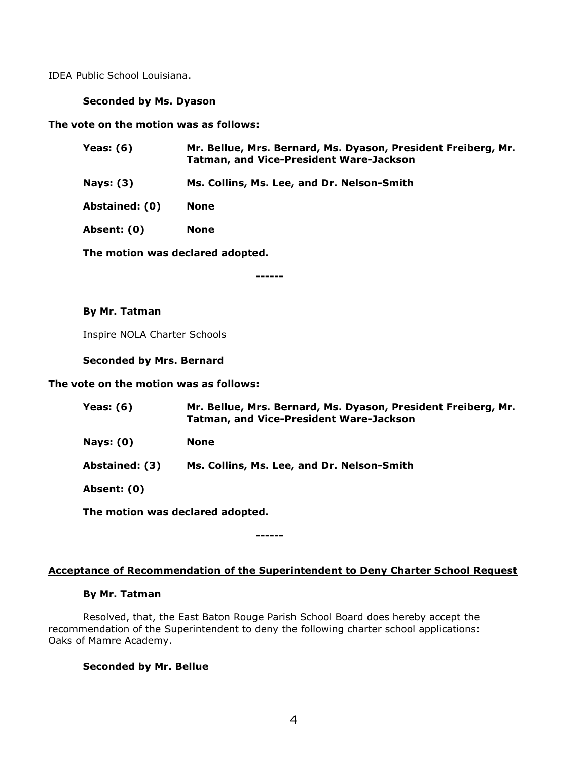IDEA Public School Louisiana.

**Seconded by Ms. Dyason**

**The vote on the motion was as follows:**

| | |
|---|---|
| **Yeas: (6)** | **Mr. Bellue, Mrs. Bernard, Ms. Dyason, President Freiberg, Mr. Tatman, and Vice-President Ware-Jackson** |
| **Nays: (3)** | **Ms. Collins, Ms. Lee, and Dr. Nelson-Smith** |
| **Abstained: (0)** | **None** |
| **Absent: (0)** | **None** |

**The motion was declared adopted.**

**------**

**By Mr. Tatman**

Inspire NOLA Charter Schools

**Seconded by Mrs. Bernard**

**The vote on the motion was as follows:**

| | |
|---|---|
| **Yeas: (6)** | **Mr. Bellue, Mrs. Bernard, Ms. Dyason, President Freiberg, Mr. Tatman, and Vice-President Ware-Jackson** |
| **Nays: (0)** | **None** |
| **Abstained: (3)** | **Ms. Collins, Ms. Lee, and Dr. Nelson-Smith** |
| **Absent: (0)** | |

**The motion was declared adopted.**

**------**

**Acceptance of Recommendation of the Superintendent to Deny Charter School Request**

**By Mr. Tatman**

Resolved, that, the East Baton Rouge Parish School Board does hereby accept the recommendation of the Superintendent to deny the following charter school applications: Oaks of Mamre Academy.

**Seconded by Mr. Bellue**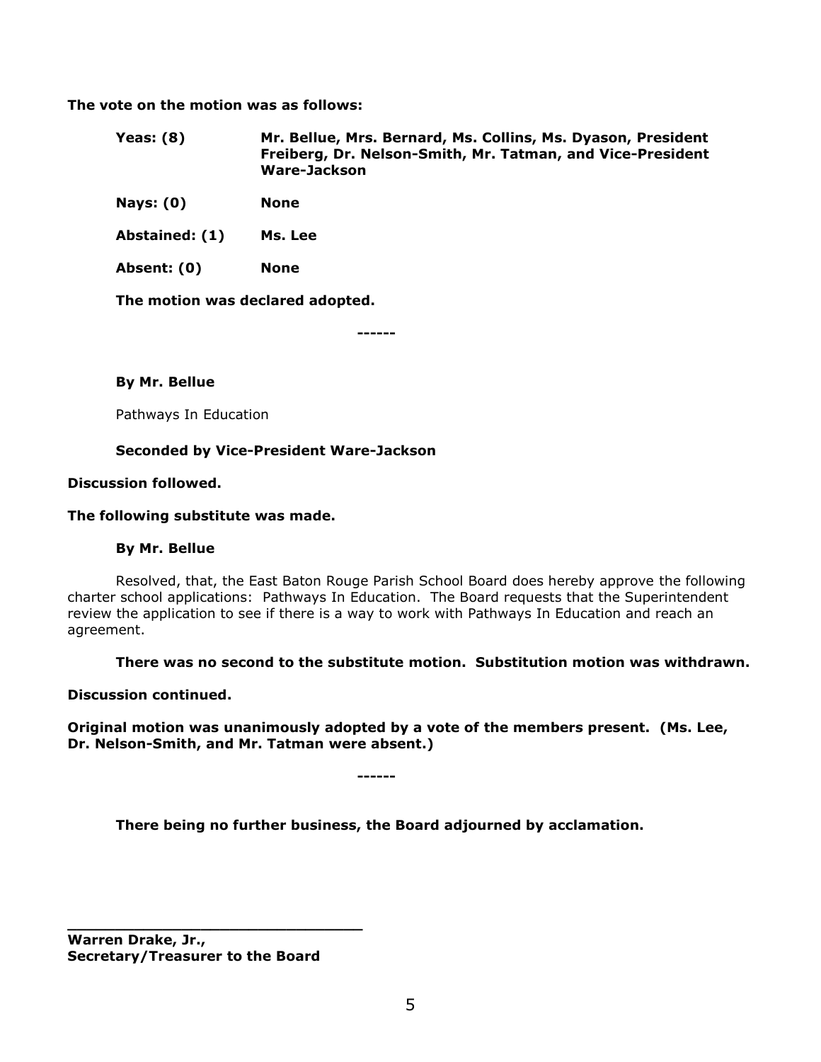**The vote on the motion was as follows:**

| | |
|---|---|
| **Yeas: (8)** | **Mr. Bellue, Mrs. Bernard, Ms. Collins, Ms. Dyason, President Freiberg, Dr. Nelson-Smith, Mr. Tatman, and Vice-President Ware-Jackson** |
| **Nays: (0)** | **None** |
| **Abstained: (1)** | **Ms. Lee** |
| **Absent: (0)** | **None** |

**The motion was declared adopted.**

**------**

**By Mr. Bellue**

Pathways In Education

**Seconded by Vice-President Ware-Jackson**

**Discussion followed.**

**The following substitute was made.**

**By Mr. Bellue**

Resolved, that, the East Baton Rouge Parish School Board does hereby approve the following charter school applications: Pathways In Education. The Board requests that the Superintendent review the application to see if there is a way to work with Pathways In Education and reach an agreement.

**There was no second to the substitute motion. Substitution motion was withdrawn.**

**Discussion continued.**

**Original motion was unanimously adopted by a vote of the members present. (Ms. Lee, Dr. Nelson-Smith, and Mr. Tatman were absent.)**

**------**

**There being no further business, the Board adjourned by acclamation.**

\_\_\_\_\_\_\_\_\_\_\_\_\_\_\_\_\_\_\_\_\_\_\_\_\_\_\_\_\_\_\_\_

**Warren Drake, Jr.,**
**Secretary/Treasurer to the Board**